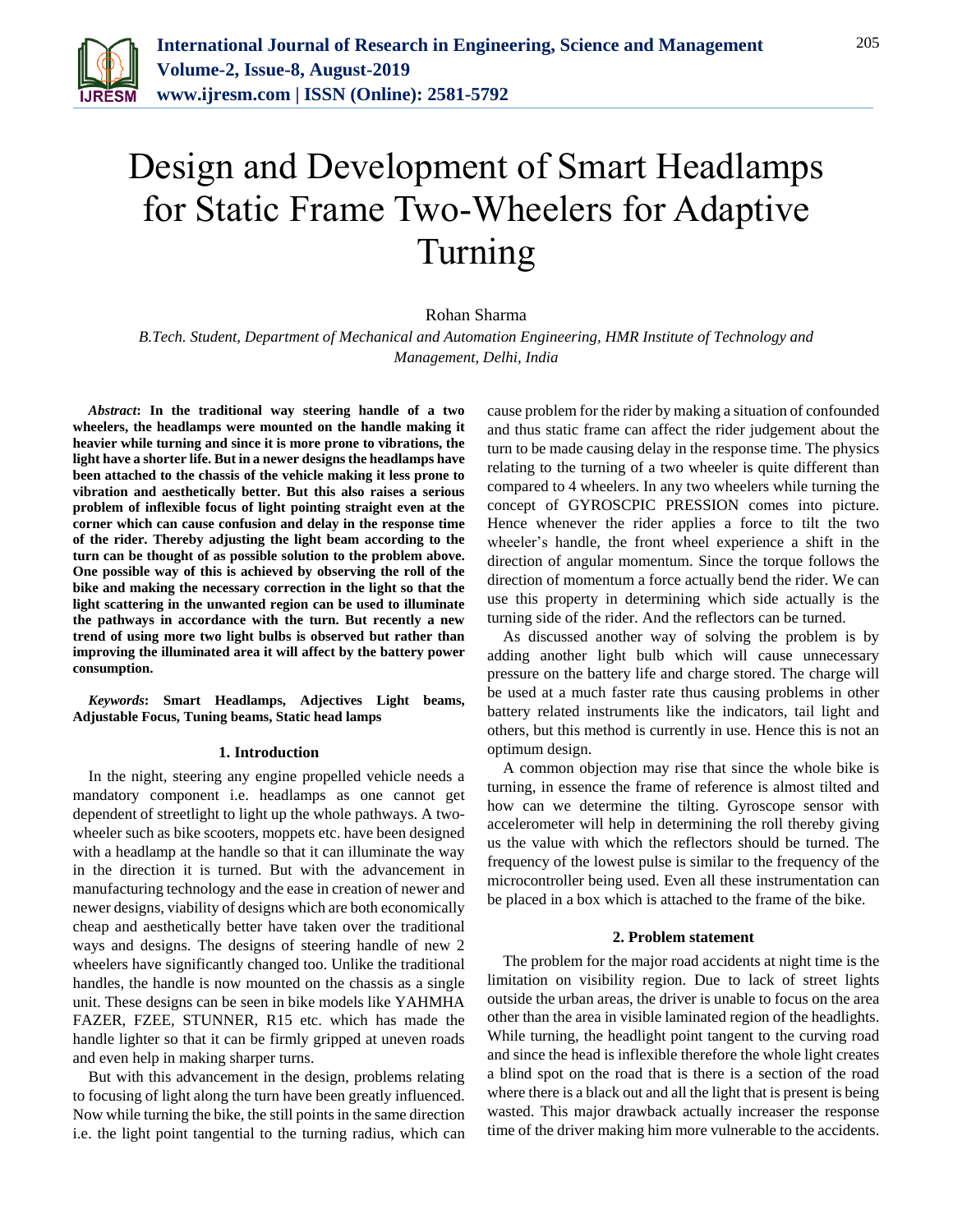# Design and Development of Smart Headlamps for Static Frame Two-Wheelers for Adaptive Turning

Rohan Sharma

*B.Tech. Student, Department of Mechanical and Automation Engineering, HMR Institute of Technology and Management, Delhi, India*

***Abstract*: In the traditional way steering handle of a two wheelers, the headlamps were mounted on the handle making it heavier while turning and since it is more prone to vibrations, the light have a shorter life. But in a newer designs the headlamps have been attached to the chassis of the vehicle making it less prone to vibration and aesthetically better. But this also raises a serious problem of inflexible focus of light pointing straight even at the corner which can cause confusion and delay in the response time of the rider. Thereby adjusting the light beam according to the turn can be thought of as possible solution to the problem above. One possible way of this is achieved by observing the roll of the bike and making the necessary correction in the light so that the light scattering in the unwanted region can be used to illuminate the pathways in accordance with the turn. But recently a new trend of using more two light bulbs is observed but rather than improving the illuminated area it will affect by the battery power consumption.**

***Keywords*: Smart Headlamps, Adjectives Light beams, Adjustable Focus, Tuning beams, Static head lamps**

## 1. Introduction

In the night, steering any engine propelled vehicle needs a mandatory component i.e. headlamps as one cannot get dependent of streetlight to light up the whole pathways. A two-wheeler such as bike scooters, moppets etc. have been designed with a headlamp at the handle so that it can illuminate the way in the direction it is turned. But with the advancement in manufacturing technology and the ease in creation of newer and newer designs, viability of designs which are both economically cheap and aesthetically better have taken over the traditional ways and designs. The designs of steering handle of new 2 wheelers have significantly changed too. Unlike the traditional handles, the handle is now mounted on the chassis as a single unit. These designs can be seen in bike models like YAHMHA FAZER, FZEE, STUNNER, R15 etc. which has made the handle lighter so that it can be firmly gripped at uneven roads and even help in making sharper turns.

But with this advancement in the design, problems relating to focusing of light along the turn have been greatly influenced. Now while turning the bike, the still points in the same direction i.e. the light point tangential to the turning radius, which can cause problem for the rider by making a situation of confounded and thus static frame can affect the rider judgement about the turn to be made causing delay in the response time. The physics relating to the turning of a two wheeler is quite different than compared to 4 wheelers. In any two wheelers while turning the concept of GYROSCPIC PRESSION comes into picture. Hence whenever the rider applies a force to tilt the two wheeler's handle, the front wheel experience a shift in the direction of angular momentum. Since the torque follows the direction of momentum a force actually bend the rider. We can use this property in determining which side actually is the turning side of the rider. And the reflectors can be turned.

As discussed another way of solving the problem is by adding another light bulb which will cause unnecessary pressure on the battery life and charge stored. The charge will be used at a much faster rate thus causing problems in other battery related instruments like the indicators, tail light and others, but this method is currently in use. Hence this is not an optimum design.

A common objection may rise that since the whole bike is turning, in essence the frame of reference is almost tilted and how can we determine the tilting. Gyroscope sensor with accelerometer will help in determining the roll thereby giving us the value with which the reflectors should be turned. The frequency of the lowest pulse is similar to the frequency of the microcontroller being used. Even all these instrumentation can be placed in a box which is attached to the frame of the bike.

## 2. Problem statement

The problem for the major road accidents at night time is the limitation on visibility region. Due to lack of street lights outside the urban areas, the driver is unable to focus on the area other than the area in visible laminated region of the headlights. While turning, the headlight point tangent to the curving road and since the head is inflexible therefore the whole light creates a blind spot on the road that is there is a section of the road where there is a black out and all the light that is present is being wasted. This major drawback actually increaser the response time of the driver making him more vulnerable to the accidents.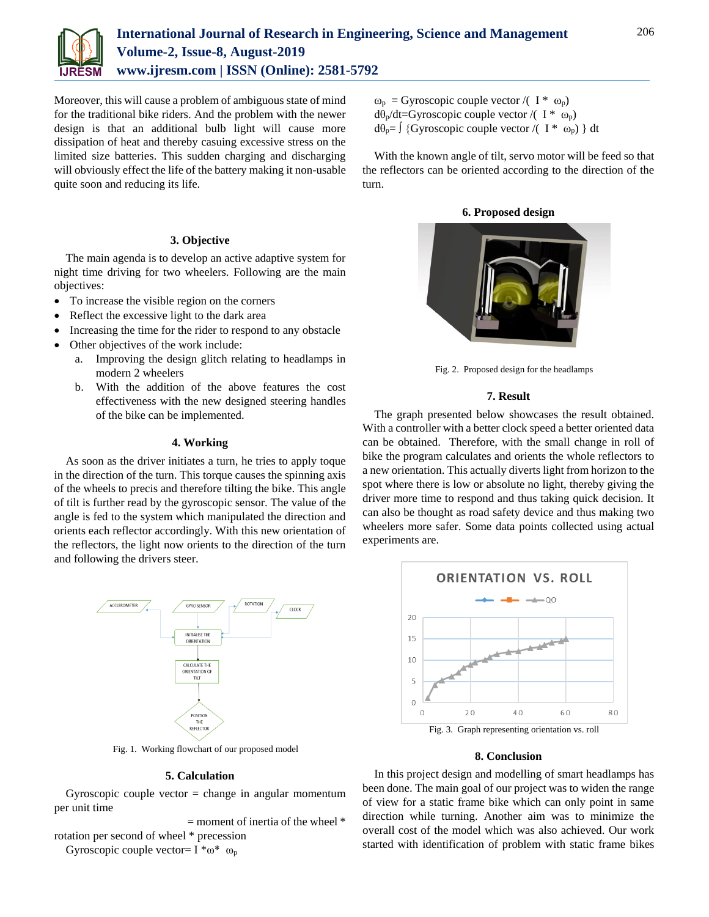Moreover, this will cause a problem of ambiguous state of mind for the traditional bike riders. And the problem with the newer design is that an additional bulb light will cause more dissipation of heat and thereby casuing excessive stress on the limited size batteries. This sudden charging and discharging will obviously effect the life of the battery making it non-usable quite soon and reducing its life.

## 3. Objective

The main agenda is to develop an active adaptive system for night time driving for two wheelers. Following are the main objectives:

- To increase the visible region on the corners
- Reflect the excessive light to the dark area
- Increasing the time for the rider to respond to any obstacle
- Other objectives of the work include:
  a. Improving the design glitch relating to headlamps in modern 2 wheelers
  b. With the addition of the above features the cost effectiveness with the new designed steering handles of the bike can be implemented.

## 4. Working

As soon as the driver initiates a turn, he tries to apply toque in the direction of the turn. This torque causes the spinning axis of the wheels to precis and therefore tilting the bike. This angle of tilt is further read by the gyroscopic sensor. The value of the angle is fed to the system which manipulated the direction and orients each reflector accordingly. With this new orientation of the reflectors, the light now orients to the direction of the turn and following the drivers steer.

Fig. 1. Working flowchart of our proposed model

## 5. Calculation

Gyroscopic couple vector = change in angular momentum per unit time

= moment of inertia of the wheel * rotation per second of wheel * precession

Gyroscopic couple vector= $I * \omega * \omega_p$

$\omega_p$ = Gyroscopic couple vector /( $I * \omega_p$)

$d\theta_p/dt$=Gyroscopic couple vector /( $I * \omega_p$)

$d\theta_p = \int$ {Gyroscopic couple vector /( $I * \omega_p$) } dt

With the known angle of tilt, servo motor will be feed so that the reflectors can be oriented according to the direction of the turn.

## 6. Proposed design

Fig. 2. Proposed design for the headlamps

## 7. Result

The graph presented below showcases the result obtained. With a controller with a better clock speed a better oriented data can be obtained. Therefore, with the small change in roll of bike the program calculates and orients the whole reflectors to a new orientation. This actually diverts light from horizon to the spot where there is low or absolute no light, thereby giving the driver more time to respond and thus taking quick decision. It can also be thought as road safety device and thus making two wheelers more safer. Some data points collected using actual experiments are.

Fig. 3. Graph representing orientation vs. roll

## 8. Conclusion

In this project design and modelling of smart headlamps has been done. The main goal of our project was to widen the range of view for a static frame bike which can only point in same direction while turning. Another aim was to minimize the overall cost of the model which was also achieved. Our work started with identification of problem with static frame bikes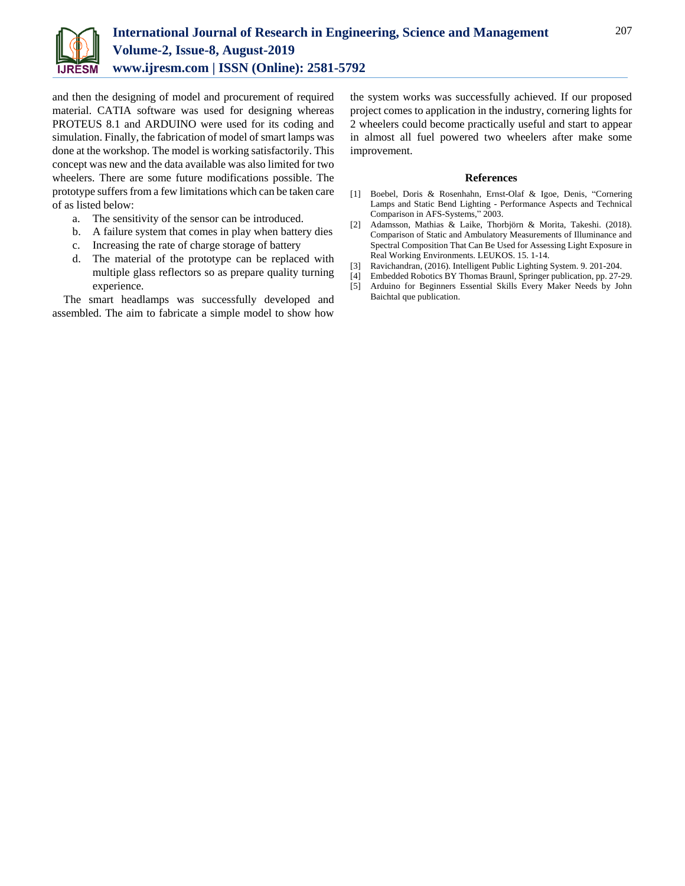and then the designing of model and procurement of required material. CATIA software was used for designing whereas PROTEUS 8.1 and ARDUINO were used for its coding and simulation. Finally, the fabrication of model of smart lamps was done at the workshop. The model is working satisfactorily. This concept was new and the data available was also limited for two wheelers. There are some future modifications possible. The prototype suffers from a few limitations which can be taken care of as listed below:

a. The sensitivity of the sensor can be introduced.
b. A failure system that comes in play when battery dies
c. Increasing the rate of charge storage of battery
d. The material of the prototype can be replaced with multiple glass reflectors so as prepare quality turning experience.

The smart headlamps was successfully developed and assembled. The aim to fabricate a simple model to show how the system works was successfully achieved. If our proposed project comes to application in the industry, cornering lights for 2 wheelers could become practically useful and start to appear in almost all fuel powered two wheelers after make some improvement.

## References

[1] Boebel, Doris & Rosenhahn, Ernst-Olaf & Igoe, Denis, "Cornering Lamps and Static Bend Lighting - Performance Aspects and Technical Comparison in AFS-Systems," 2003.

[2] Adamsson, Mathias & Laike, Thorbjörn & Morita, Takeshi. (2018). Comparison of Static and Ambulatory Measurements of Illuminance and Spectral Composition That Can Be Used for Assessing Light Exposure in Real Working Environments. LEUKOS. 15. 1-14.

[3] Ravichandran, (2016). Intelligent Public Lighting System. 9. 201-204.

[4] Embedded Robotics BY Thomas Braunl, Springer publication, pp. 27-29.

[5] Arduino for Beginners Essential Skills Every Maker Needs by John Baichtal que publication.